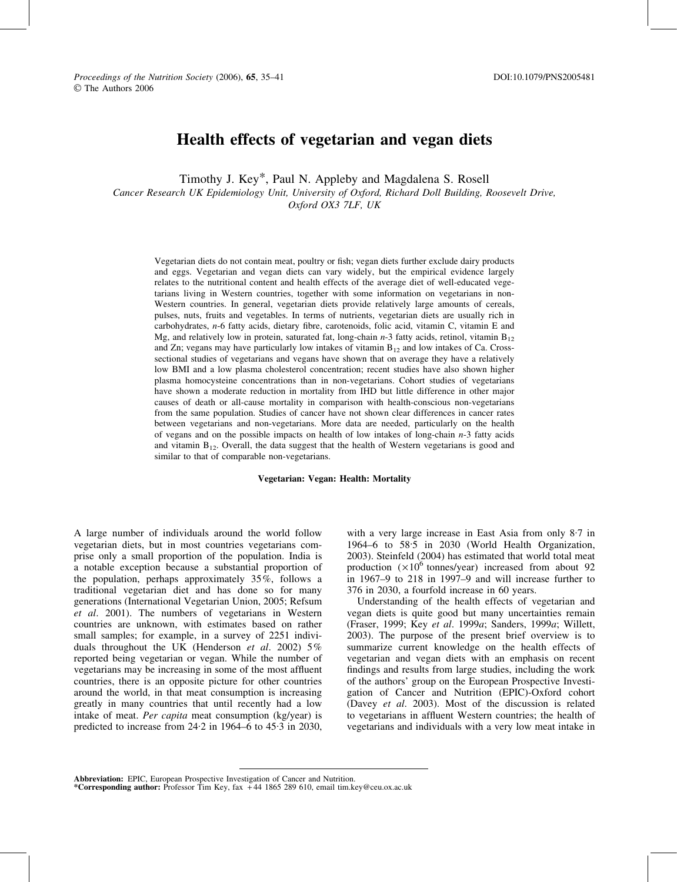# Health effects of vegetarian and vegan diets

Timothy J. Key*, Paul N. Appleby and Magdalena S. Rosell

*Cancer Research UK Epidemiology Unit, University of Oxford, Richard Doll Building, Roosevelt Drive, Oxford OX3 7LF, UK*

Vegetarian diets do not contain meat, poultry or fish; vegan diets further exclude dairy products and eggs. Vegetarian and vegan diets can vary widely, but the empirical evidence largely relates to the nutritional content and health effects of the average diet of well-educated vegetarians living in Western countries, together with some information on vegetarians in non-Western countries. In general, vegetarian diets provide relatively large amounts of cereals, pulses, nuts, fruits and vegetables. In terms of nutrients, vegetarian diets are usually rich in carbohydrates, *n*-6 fatty acids, dietary fibre, carotenoids, folic acid, vitamin C, vitamin E and Mg, and relatively low in protein, saturated fat, long-chain *n*-3 fatty acids, retinol, vitamin $B_{12}$ and Zn; vegans may have particularly low intakes of vitamin $B_{12}$ and low intakes of Ca. Cross-sectional studies of vegetarians and vegans have shown that on average they have a relatively low BMI and a low plasma cholesterol concentration; recent studies have also shown higher plasma homocysteine concentrations than in non-vegetarians. Cohort studies of vegetarians have shown a moderate reduction in mortality from IHD but little difference in other major causes of death or all-cause mortality in comparison with health-conscious non-vegetarians from the same population. Studies of cancer have not shown clear differences in cancer rates between vegetarians and non-vegetarians. More data are needed, particularly on the health of vegans and on the possible impacts on health of low intakes of long-chain *n*-3 fatty acids and vitamin $B_{12}$. Overall, the data suggest that the health of Western vegetarians is good and similar to that of comparable non-vegetarians.

**Vegetarian: Vegan: Health: Mortality**

A large number of individuals around the world follow vegetarian diets, but in most countries vegetarians comprise only a small proportion of the population. India is a notable exception because a substantial proportion of the population, perhaps approximately 35%, follows a traditional vegetarian diet and has done so for many generations (International Vegetarian Union, 2005; Refsum *et al*. 2001). The numbers of vegetarians in Western countries are unknown, with estimates based on rather small samples; for example, in a survey of 2251 individuals throughout the UK (Henderson *et al*. 2002) 5% reported being vegetarian or vegan. While the number of vegetarians may be increasing in some of the most affluent countries, there is an opposite picture for other countries around the world, in that meat consumption is increasing greatly in many countries that until recently had a low intake of meat. *Per capita* meat consumption (kg/year) is predicted to increase from 24·2 in 1964–6 to 45·3 in 2030, with a very large increase in East Asia from only 8·7 in 1964–6 to 58·5 in 2030 (World Health Organization, 2003). Steinfeld (2004) has estimated that world total meat production ($\times 10^6$ tonnes/year) increased from about 92 in 1967–9 to 218 in 1997–9 and will increase further to 376 in 2030, a fourfold increase in 60 years.

Understanding of the health effects of vegetarian and vegan diets is quite good but many uncertainties remain (Fraser, 1999; Key *et al*. 1999*a*; Sanders, 1999*a*; Willett, 2003). The purpose of the present brief overview is to summarize current knowledge on the health effects of vegetarian and vegan diets with an emphasis on recent findings and results from large studies, including the work of the authors' group on the European Prospective Investigation of Cancer and Nutrition (EPIC)-Oxford cohort (Davey *et al*. 2003). Most of the discussion is related to vegetarians in affluent Western countries; the health of vegetarians and individuals with a very low meat intake in

**Abbreviation:** EPIC, European Prospective Investigation of Cancer and Nutrition.
***Corresponding author:** Professor Tim Key, fax +44 1865 289 610, email tim.key@ceu.ox.ac.uk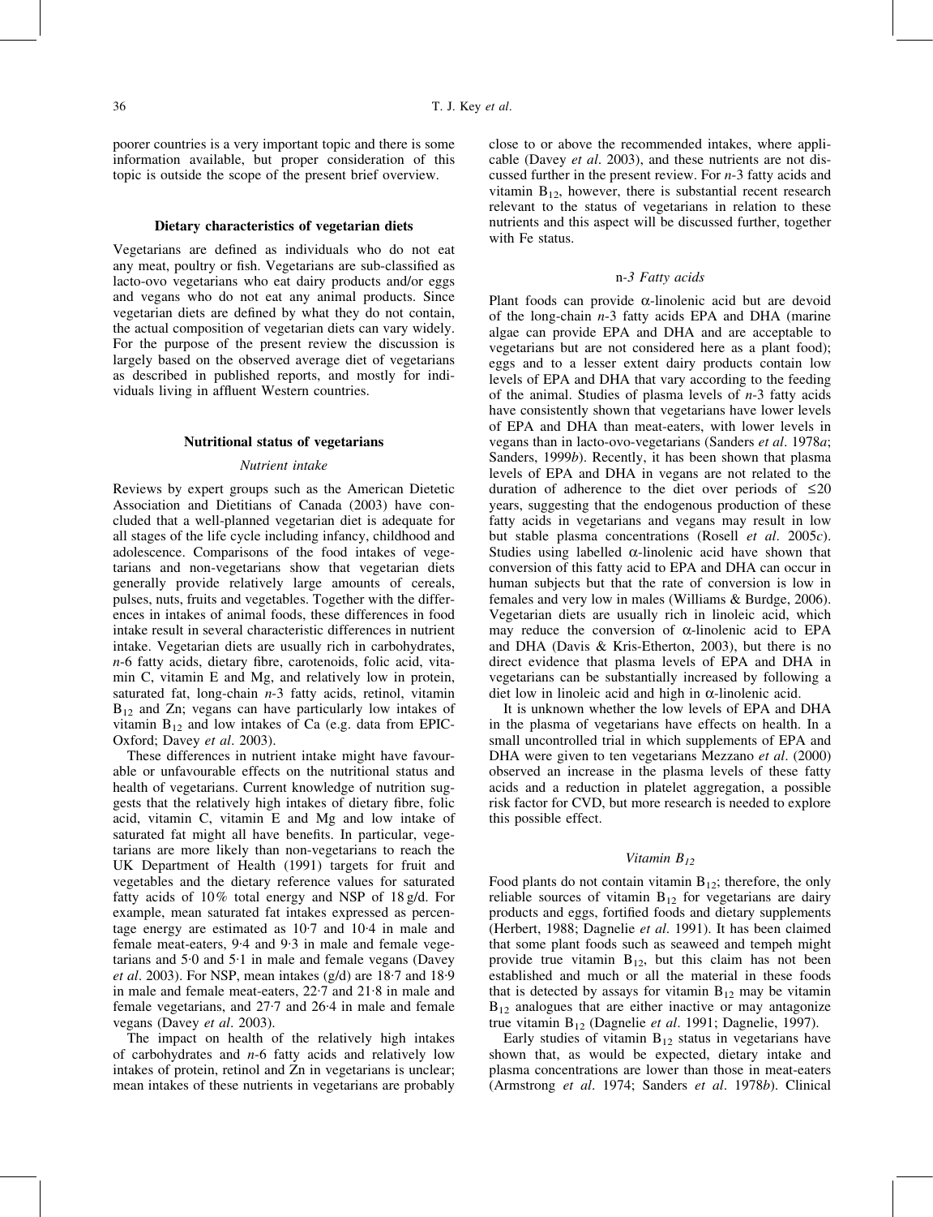poorer countries is a very important topic and there is some information available, but proper consideration of this topic is outside the scope of the present brief overview.

## Dietary characteristics of vegetarian diets

Vegetarians are defined as individuals who do not eat any meat, poultry or fish. Vegetarians are sub-classified as lacto-ovo vegetarians who eat dairy products and/or eggs and vegans who do not eat any animal products. Since vegetarian diets are defined by what they do not contain, the actual composition of vegetarian diets can vary widely. For the purpose of the present review the discussion is largely based on the observed average diet of vegetarians as described in published reports, and mostly for individuals living in affluent Western countries.

## Nutritional status of vegetarians

### *Nutrient intake*

Reviews by expert groups such as the American Dietetic Association and Dietitians of Canada (2003) have concluded that a well-planned vegetarian diet is adequate for all stages of the life cycle including infancy, childhood and adolescence. Comparisons of the food intakes of vegetarians and non-vegetarians show that vegetarian diets generally provide relatively large amounts of cereals, pulses, nuts, fruits and vegetables. Together with the differences in intakes of animal foods, these differences in food intake result in several characteristic differences in nutrient intake. Vegetarian diets are usually rich in carbohydrates, *n*-6 fatty acids, dietary fibre, carotenoids, folic acid, vitamin C, vitamin E and Mg, and relatively low in protein, saturated fat, long-chain *n*-3 fatty acids, retinol, vitamin $B_{12}$ and Zn; vegans can have particularly low intakes of vitamin $B_{12}$ and low intakes of Ca (e.g. data from EPIC-Oxford; Davey *et al*. 2003).

These differences in nutrient intake might have favourable or unfavourable effects on the nutritional status and health of vegetarians. Current knowledge of nutrition suggests that the relatively high intakes of dietary fibre, folic acid, vitamin C, vitamin E and Mg and low intake of saturated fat might all have benefits. In particular, vegetarians are more likely than non-vegetarians to reach the UK Department of Health (1991) targets for fruit and vegetables and the dietary reference values for saturated fatty acids of 10% total energy and NSP of 18 g/d. For example, mean saturated fat intakes expressed as percentage energy are estimated as 10·7 and 10·4 in male and female meat-eaters, 9·4 and 9·3 in male and female vegetarians and 5·0 and 5·1 in male and female vegans (Davey *et al*. 2003). For NSP, mean intakes (g/d) are 18·7 and 18·9 in male and female meat-eaters, 22·7 and 21·8 in male and female vegetarians, and 27·7 and 26·4 in male and female vegans (Davey *et al*. 2003).

The impact on health of the relatively high intakes of carbohydrates and *n*-6 fatty acids and relatively low intakes of protein, retinol and Zn in vegetarians is unclear; mean intakes of these nutrients in vegetarians are probably close to or above the recommended intakes, where applicable (Davey *et al*. 2003), and these nutrients are not discussed further in the present review. For *n*-3 fatty acids and vitamin $B_{12}$, however, there is substantial recent research relevant to the status of vegetarians in relation to these nutrients and this aspect will be discussed further, together with Fe status.

### n*-3 Fatty acids*

Plant foods can provide α-linolenic acid but are devoid of the long-chain *n*-3 fatty acids EPA and DHA (marine algae can provide EPA and DHA and are acceptable to vegetarians but are not considered here as a plant food); eggs and to a lesser extent dairy products contain low levels of EPA and DHA that vary according to the feeding of the animal. Studies of plasma levels of *n*-3 fatty acids have consistently shown that vegetarians have lower levels of EPA and DHA than meat-eaters, with lower levels in vegans than in lacto-ovo-vegetarians (Sanders *et al*. 1978*a*; Sanders, 1999*b*). Recently, it has been shown that plasma levels of EPA and DHA in vegans are not related to the duration of adherence to the diet over periods of ≤20 years, suggesting that the endogenous production of these fatty acids in vegetarians and vegans may result in low but stable plasma concentrations (Rosell *et al*. 2005*c*). Studies using labelled α-linolenic acid have shown that conversion of this fatty acid to EPA and DHA can occur in human subjects but that the rate of conversion is low in females and very low in males (Williams & Burdge, 2006). Vegetarian diets are usually rich in linoleic acid, which may reduce the conversion of α-linolenic acid to EPA and DHA (Davis & Kris-Etherton, 2003), but there is no direct evidence that plasma levels of EPA and DHA in vegetarians can be substantially increased by following a diet low in linoleic acid and high in α-linolenic acid.

It is unknown whether the low levels of EPA and DHA in the plasma of vegetarians have effects on health. In a small uncontrolled trial in which supplements of EPA and DHA were given to ten vegetarians Mezzano *et al*. (2000) observed an increase in the plasma levels of these fatty acids and a reduction in platelet aggregation, a possible risk factor for CVD, but more research is needed to explore this possible effect.

### *Vitamin $B_{12}$*

Food plants do not contain vitamin $B_{12}$; therefore, the only reliable sources of vitamin $B_{12}$ for vegetarians are dairy products and eggs, fortified foods and dietary supplements (Herbert, 1988; Dagnelie *et al*. 1991). It has been claimed that some plant foods such as seaweed and tempeh might provide true vitamin $B_{12}$, but this claim has not been established and much or all the material in these foods that is detected by assays for vitamin $B_{12}$ may be vitamin $B_{12}$ analogues that are either inactive or may antagonize true vitamin $B_{12}$ (Dagnelie *et al*. 1991; Dagnelie, 1997).

Early studies of vitamin $B_{12}$ status in vegetarians have shown that, as would be expected, dietary intake and plasma concentrations are lower than those in meat-eaters (Armstrong *et al*. 1974; Sanders *et al*. 1978*b*). Clinical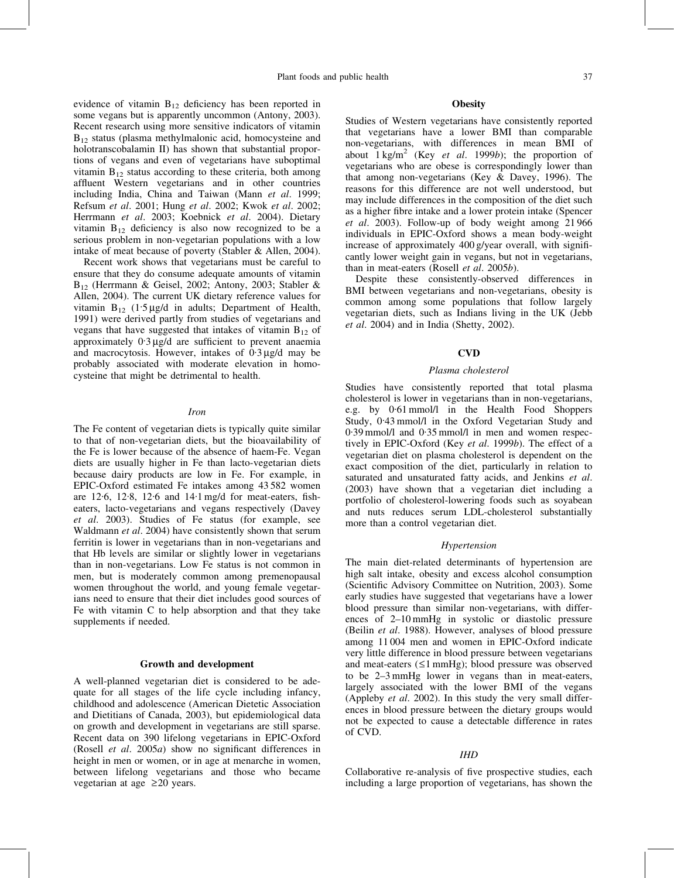evidence of vitamin $B_{12}$ deficiency has been reported in some vegans but is apparently uncommon (Antony, 2003). Recent research using more sensitive indicators of vitamin $B_{12}$ status (plasma methylmalonic acid, homocysteine and holotranscobalamin II) has shown that substantial proportions of vegans and even of vegetarians have suboptimal vitamin $B_{12}$ status according to these criteria, both among affluent Western vegetarians and in other countries including India, China and Taiwan (Mann *et al*. 1999; Refsum *et al*. 2001; Hung *et al*. 2002; Kwok *et al*. 2002; Herrmann *et al*. 2003; Koebnick *et al*. 2004). Dietary vitamin $B_{12}$ deficiency is also now recognized to be a serious problem in non-vegetarian populations with a low intake of meat because of poverty (Stabler & Allen, 2004).

Recent work shows that vegetarians must be careful to ensure that they do consume adequate amounts of vitamin $B_{12}$ (Herrmann & Geisel, 2002; Antony, 2003; Stabler & Allen, 2004). The current UK dietary reference values for vitamin $B_{12}$ (1·5 μg/d in adults; Department of Health, 1991) were derived partly from studies of vegetarians and vegans that have suggested that intakes of vitamin $B_{12}$ of approximately 0·3 μg/d are sufficient to prevent anaemia and macrocytosis. However, intakes of 0·3 μg/d may be probably associated with moderate elevation in homocysteine that might be detrimental to health.

### *Iron*

The Fe content of vegetarian diets is typically quite similar to that of non-vegetarian diets, but the bioavailability of the Fe is lower because of the absence of haem-Fe. Vegan diets are usually higher in Fe than lacto-vegetarian diets because dairy products are low in Fe. For example, in EPIC-Oxford estimated Fe intakes among 43 582 women are 12·6, 12·8, 12·6 and 14·1 mg/d for meat-eaters, fish-eaters, lacto-vegetarians and vegans respectively (Davey *et al*. 2003). Studies of Fe status (for example, see Waldmann *et al*. 2004) have consistently shown that serum ferritin is lower in vegetarians than in non-vegetarians and that Hb levels are similar or slightly lower in vegetarians than in non-vegetarians. Low Fe status is not common in men, but is moderately common among premenopausal women throughout the world, and young female vegetarians need to ensure that their diet includes good sources of Fe with vitamin C to help absorption and that they take supplements if needed.

## Growth and development

A well-planned vegetarian diet is considered to be adequate for all stages of the life cycle including infancy, childhood and adolescence (American Dietetic Association and Dietitians of Canada, 2003), but epidemiological data on growth and development in vegetarians are still sparse. Recent data on 390 lifelong vegetarians in EPIC-Oxford (Rosell *et al*. 2005*a*) show no significant differences in height in men or women, or in age at menarche in women, between lifelong vegetarians and those who became vegetarian at age ≥20 years.

## Obesity

Studies of Western vegetarians have consistently reported that vegetarians have a lower BMI than comparable non-vegetarians, with differences in mean BMI of about 1 kg/m$^2$ (Key *et al*. 1999*b*); the proportion of vegetarians who are obese is correspondingly lower than that among non-vegetarians (Key & Davey, 1996). The reasons for this difference are not well understood, but may include differences in the composition of the diet such as a higher fibre intake and a lower protein intake (Spencer *et al*. 2003). Follow-up of body weight among 21 966 individuals in EPIC-Oxford shows a mean body-weight increase of approximately 400 g/year overall, with significantly lower weight gain in vegans, but not in vegetarians, than in meat-eaters (Rosell *et al*. 2005*b*).

Despite these consistently-observed differences in BMI between vegetarians and non-vegetarians, obesity is common among some populations that follow largely vegetarian diets, such as Indians living in the UK (Jebb *et al*. 2004) and in India (Shetty, 2002).

## CVD

### *Plasma cholesterol*

Studies have consistently reported that total plasma cholesterol is lower in vegetarians than in non-vegetarians, e.g. by 0·61 mmol/l in the Health Food Shoppers Study, 0·43 mmol/l in the Oxford Vegetarian Study and 0·39 mmol/l and 0·35 mmol/l in men and women respectively in EPIC-Oxford (Key *et al*. 1999*b*). The effect of a vegetarian diet on plasma cholesterol is dependent on the exact composition of the diet, particularly in relation to saturated and unsaturated fatty acids, and Jenkins *et al*. (2003) have shown that a vegetarian diet including a portfolio of cholesterol-lowering foods such as soyabean and nuts reduces serum LDL-cholesterol substantially more than a control vegetarian diet.

### *Hypertension*

The main diet-related determinants of hypertension are high salt intake, obesity and excess alcohol consumption (Scientific Advisory Committee on Nutrition, 2003). Some early studies have suggested that vegetarians have a lower blood pressure than similar non-vegetarians, with differences of 2–10 mmHg in systolic or diastolic pressure (Beilin *et al*. 1988). However, analyses of blood pressure among 11 004 men and women in EPIC-Oxford indicate very little difference in blood pressure between vegetarians and meat-eaters (≤1 mmHg); blood pressure was observed to be 2–3 mmHg lower in vegans than in meat-eaters, largely associated with the lower BMI of the vegans (Appleby *et al*. 2002). In this study the very small differences in blood pressure between the dietary groups would not be expected to cause a detectable difference in rates of CVD.

### *IHD*

Collaborative re-analysis of five prospective studies, each including a large proportion of vegetarians, has shown the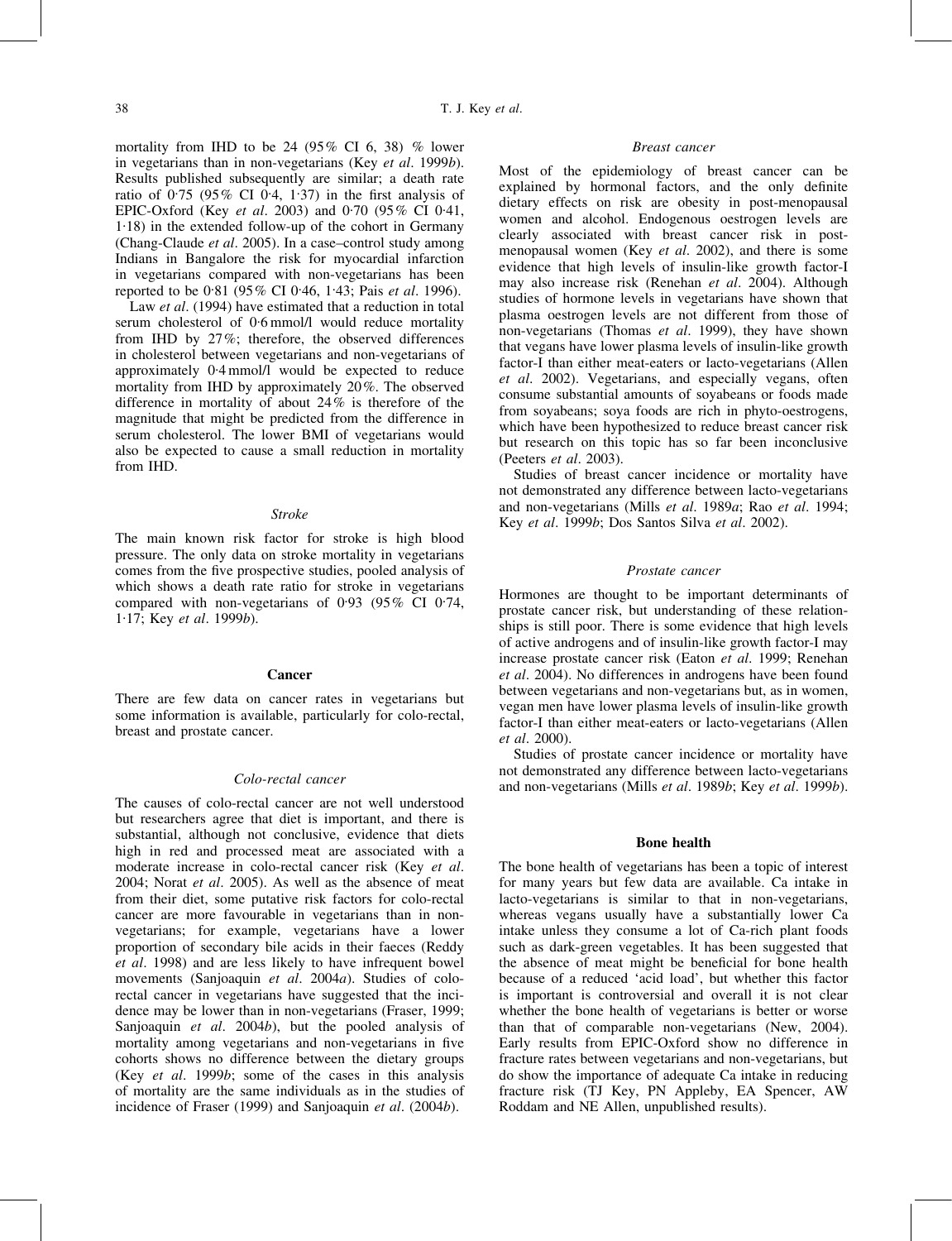mortality from IHD to be 24 (95% CI 6, 38) % lower in vegetarians than in non-vegetarians (Key *et al*. 1999*b*). Results published subsequently are similar; a death rate ratio of 0·75 (95% CI 0·4, 1·37) in the first analysis of EPIC-Oxford (Key *et al*. 2003) and 0·70 (95% CI 0·41, 1·18) in the extended follow-up of the cohort in Germany (Chang-Claude *et al*. 2005). In a case–control study among Indians in Bangalore the risk for myocardial infarction in vegetarians compared with non-vegetarians has been reported to be 0·81 (95% CI 0·46, 1·43; Pais *et al*. 1996).

Law *et al*. (1994) have estimated that a reduction in total serum cholesterol of 0·6 mmol/l would reduce mortality from IHD by 27%; therefore, the observed differences in cholesterol between vegetarians and non-vegetarians of approximately 0·4 mmol/l would be expected to reduce mortality from IHD by approximately 20%. The observed difference in mortality of about 24% is therefore of the magnitude that might be predicted from the difference in serum cholesterol. The lower BMI of vegetarians would also be expected to cause a small reduction in mortality from IHD.

### *Stroke*

The main known risk factor for stroke is high blood pressure. The only data on stroke mortality in vegetarians comes from the five prospective studies, pooled analysis of which shows a death rate ratio for stroke in vegetarians compared with non-vegetarians of 0·93 (95% CI 0·74, 1·17; Key *et al*. 1999*b*).

## Cancer

There are few data on cancer rates in vegetarians but some information is available, particularly for colo-rectal, breast and prostate cancer.

### *Colo-rectal cancer*

The causes of colo-rectal cancer are not well understood but researchers agree that diet is important, and there is substantial, although not conclusive, evidence that diets high in red and processed meat are associated with a moderate increase in colo-rectal cancer risk (Key *et al*. 2004; Norat *et al*. 2005). As well as the absence of meat from their diet, some putative risk factors for colo-rectal cancer are more favourable in vegetarians than in non-vegetarians; for example, vegetarians have a lower proportion of secondary bile acids in their faeces (Reddy *et al*. 1998) and are less likely to have infrequent bowel movements (Sanjoaquin *et al*. 2004*a*). Studies of colo-rectal cancer in vegetarians have suggested that the incidence may be lower than in non-vegetarians (Fraser, 1999; Sanjoaquin *et al*. 2004*b*), but the pooled analysis of mortality among vegetarians and non-vegetarians in five cohorts shows no difference between the dietary groups (Key *et al*. 1999*b*; some of the cases in this analysis of mortality are the same individuals as in the studies of incidence of Fraser (1999) and Sanjoaquin *et al*. (2004*b*).

### *Breast cancer*

Most of the epidemiology of breast cancer can be explained by hormonal factors, and the only definite dietary effects on risk are obesity in post-menopausal women and alcohol. Endogenous oestrogen levels are clearly associated with breast cancer risk in post-menopausal women (Key *et al*. 2002), and there is some evidence that high levels of insulin-like growth factor-I may also increase risk (Renehan *et al*. 2004). Although studies of hormone levels in vegetarians have shown that plasma oestrogen levels are not different from those of non-vegetarians (Thomas *et al*. 1999), they have shown that vegans have lower plasma levels of insulin-like growth factor-I than either meat-eaters or lacto-vegetarians (Allen *et al*. 2002). Vegetarians, and especially vegans, often consume substantial amounts of soyabeans or foods made from soyabeans; soya foods are rich in phyto-oestrogens, which have been hypothesized to reduce breast cancer risk but research on this topic has so far been inconclusive (Peeters *et al*. 2003).

Studies of breast cancer incidence or mortality have not demonstrated any difference between lacto-vegetarians and non-vegetarians (Mills *et al*. 1989*a*; Rao *et al*. 1994; Key *et al*. 1999*b*; Dos Santos Silva *et al*. 2002).

### *Prostate cancer*

Hormones are thought to be important determinants of prostate cancer risk, but understanding of these relationships is still poor. There is some evidence that high levels of active androgens and of insulin-like growth factor-I may increase prostate cancer risk (Eaton *et al*. 1999; Renehan *et al*. 2004). No differences in androgens have been found between vegetarians and non-vegetarians but, as in women, vegan men have lower plasma levels of insulin-like growth factor-I than either meat-eaters or lacto-vegetarians (Allen *et al*. 2000).

Studies of prostate cancer incidence or mortality have not demonstrated any difference between lacto-vegetarians and non-vegetarians (Mills *et al*. 1989*b*; Key *et al*. 1999*b*).

## Bone health

The bone health of vegetarians has been a topic of interest for many years but few data are available. Ca intake in lacto-vegetarians is similar to that in non-vegetarians, whereas vegans usually have a substantially lower Ca intake unless they consume a lot of Ca-rich plant foods such as dark-green vegetables. It has been suggested that the absence of meat might be beneficial for bone health because of a reduced 'acid load', but whether this factor is important is controversial and overall it is not clear whether the bone health of vegetarians is better or worse than that of comparable non-vegetarians (New, 2004). Early results from EPIC-Oxford show no difference in fracture rates between vegetarians and non-vegetarians, but do show the importance of adequate Ca intake in reducing fracture risk (TJ Key, PN Appleby, EA Spencer, AW Roddam and NE Allen, unpublished results).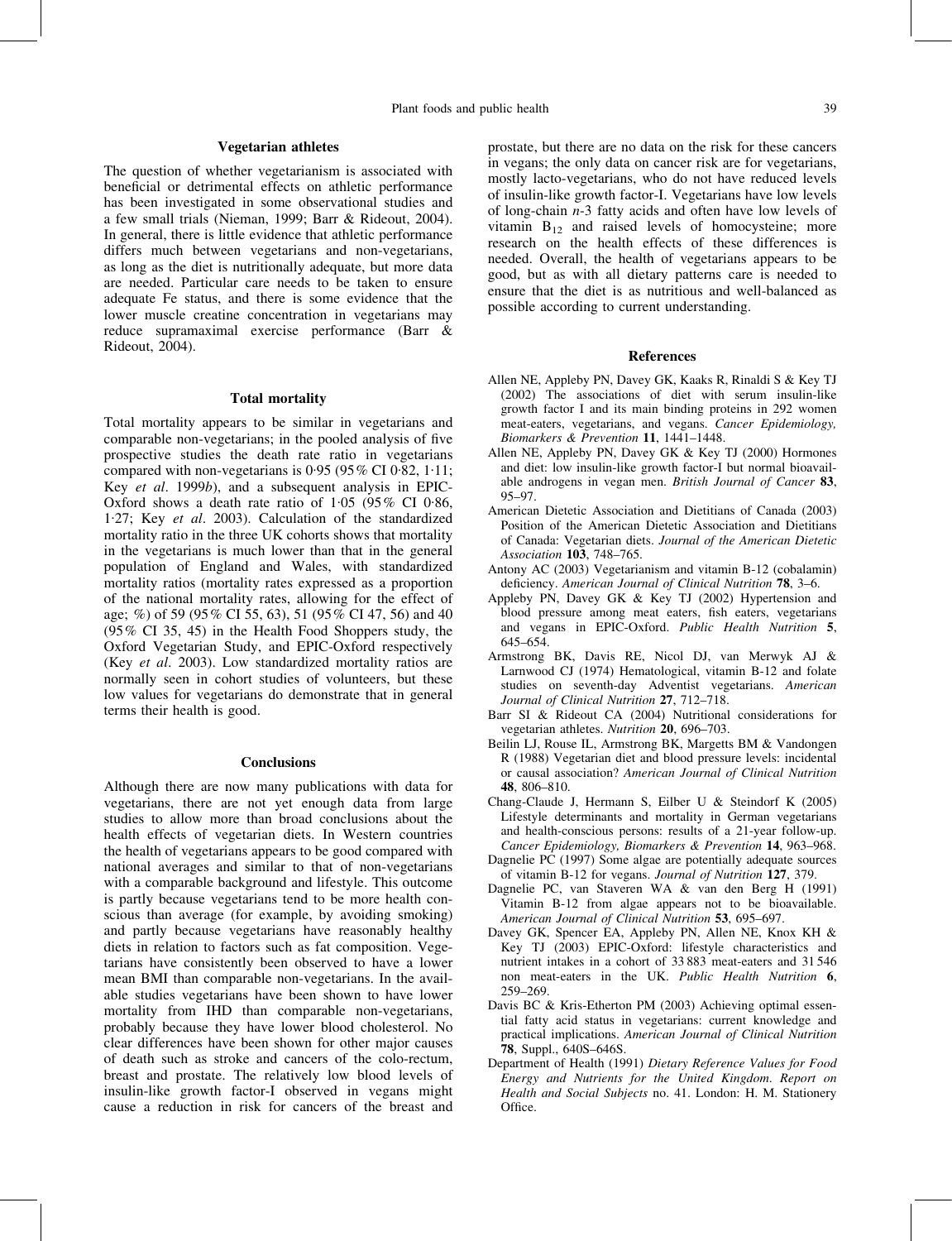### Vegetarian athletes

The question of whether vegetarianism is associated with beneficial or detrimental effects on athletic performance has been investigated in some observational studies and a few small trials (Nieman, 1999; Barr & Rideout, 2004). In general, there is little evidence that athletic performance differs much between vegetarians and non-vegetarians, as long as the diet is nutritionally adequate, but more data are needed. Particular care needs to be taken to ensure adequate Fe status, and there is some evidence that the lower muscle creatine concentration in vegetarians may reduce supramaximal exercise performance (Barr & Rideout, 2004).

### Total mortality

Total mortality appears to be similar in vegetarians and comparable non-vegetarians; in the pooled analysis of five prospective studies the death rate ratio in vegetarians compared with non-vegetarians is 0·95 (95% CI 0·82, 1·11; Key *et al*. 1999*b*), and a subsequent analysis in EPIC-Oxford shows a death rate ratio of 1·05 (95% CI 0·86, 1·27; Key *et al*. 2003). Calculation of the standardized mortality ratio in the three UK cohorts shows that mortality in the vegetarians is much lower than that in the general population of England and Wales, with standardized mortality ratios (mortality rates expressed as a proportion of the national mortality rates, allowing for the effect of age; %) of 59 (95% CI 55, 63), 51 (95% CI 47, 56) and 40 (95% CI 35, 45) in the Health Food Shoppers study, the Oxford Vegetarian Study, and EPIC-Oxford respectively (Key *et al*. 2003). Low standardized mortality ratios are normally seen in cohort studies of volunteers, but these low values for vegetarians do demonstrate that in general terms their health is good.

### Conclusions

Although there are now many publications with data for vegetarians, there are not yet enough data from large studies to allow more than broad conclusions about the health effects of vegetarian diets. In Western countries the health of vegetarians appears to be good compared with national averages and similar to that of non-vegetarians with a comparable background and lifestyle. This outcome is partly because vegetarians tend to be more health conscious than average (for example, by avoiding smoking) and partly because vegetarians have reasonably healthy diets in relation to factors such as fat composition. Vegetarians have consistently been observed to have a lower mean BMI than comparable non-vegetarians. In the available studies vegetarians have been shown to have lower mortality from IHD than comparable non-vegetarians, probably because they have lower blood cholesterol. No clear differences have been shown for other major causes of death such as stroke and cancers of the colo-rectum, breast and prostate. The relatively low blood levels of insulin-like growth factor-I observed in vegans might cause a reduction in risk for cancers of the breast and prostate, but there are no data on the risk for these cancers in vegans; the only data on cancer risk are for vegetarians, mostly lacto-vegetarians, who do not have reduced levels of insulin-like growth factor-I. Vegetarians have low levels of long-chain *n*-3 fatty acids and often have low levels of vitamin $B_{12}$ and raised levels of homocysteine; more research on the health effects of these differences is needed. Overall, the health of vegetarians appears to be good, but as with all dietary patterns care is needed to ensure that the diet is as nutritious and well-balanced as possible according to current understanding.

### References

Allen NE, Appleby PN, Davey GK, Kaaks R, Rinaldi S & Key TJ (2002) The associations of diet with serum insulin-like growth factor I and its main binding proteins in 292 women meat-eaters, vegetarians, and vegans. *Cancer Epidemiology, Biomarkers & Prevention* **11**, 1441–1448.

Allen NE, Appleby PN, Davey GK & Key TJ (2000) Hormones and diet: low insulin-like growth factor-I but normal bioavailable androgens in vegan men. *British Journal of Cancer* **83**, 95–97.

American Dietetic Association and Dietitians of Canada (2003) Position of the American Dietetic Association and Dietitians of Canada: Vegetarian diets. *Journal of the American Dietetic Association* **103**, 748–765.

Antony AC (2003) Vegetarianism and vitamin B-12 (cobalamin) deficiency. *American Journal of Clinical Nutrition* **78**, 3–6.

Appleby PN, Davey GK & Key TJ (2002) Hypertension and blood pressure among meat eaters, fish eaters, vegetarians and vegans in EPIC-Oxford. *Public Health Nutrition* **5**, 645–654.

Armstrong BK, Davis RE, Nicol DJ, van Merwyk AJ & Larnwood CJ (1974) Hematological, vitamin B-12 and folate studies on seventh-day Adventist vegetarians. *American Journal of Clinical Nutrition* **27**, 712–718.

Barr SI & Rideout CA (2004) Nutritional considerations for vegetarian athletes. *Nutrition* **20**, 696–703.

Beilin LJ, Rouse IL, Armstrong BK, Margetts BM & Vandongen R (1988) Vegetarian diet and blood pressure levels: incidental or causal association? *American Journal of Clinical Nutrition* **48**, 806–810.

Chang-Claude J, Hermann S, Eilber U & Steindorf K (2005) Lifestyle determinants and mortality in German vegetarians and health-conscious persons: results of a 21-year follow-up. *Cancer Epidemiology, Biomarkers & Prevention* **14**, 963–968.

Dagnelie PC (1997) Some algae are potentially adequate sources of vitamin B-12 for vegans. *Journal of Nutrition* **127**, 379.

Dagnelie PC, van Staveren WA & van den Berg H (1991) Vitamin B-12 from algae appears not to be bioavailable. *American Journal of Clinical Nutrition* **53**, 695–697.

Davey GK, Spencer EA, Appleby PN, Allen NE, Knox KH & Key TJ (2003) EPIC-Oxford: lifestyle characteristics and nutrient intakes in a cohort of 33 883 meat-eaters and 31 546 non meat-eaters in the UK. *Public Health Nutrition* **6**, 259–269.

Davis BC & Kris-Etherton PM (2003) Achieving optimal essential fatty acid status in vegetarians: current knowledge and practical implications. *American Journal of Clinical Nutrition* **78**, Suppl., 640S–646S.

Department of Health (1991) *Dietary Reference Values for Food Energy and Nutrients for the United Kingdom. Report on Health and Social Subjects* no. 41. London: H. M. Stationery Office.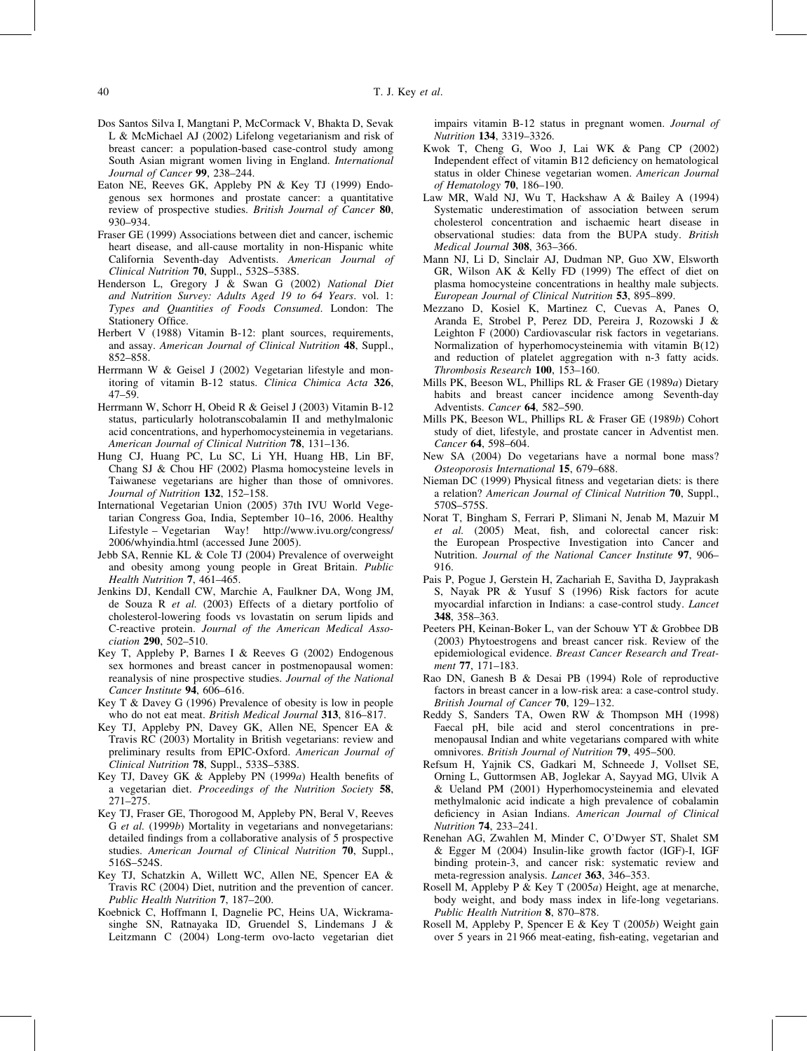Dos Santos Silva I, Mangtani P, McCormack V, Bhakta D, Sevak L & McMichael AJ (2002) Lifelong vegetarianism and risk of breast cancer: a population-based case-control study among South Asian migrant women living in England. *International Journal of Cancer* **99**, 238–244.

Eaton NE, Reeves GK, Appleby PN & Key TJ (1999) Endogenous sex hormones and prostate cancer: a quantitative review of prospective studies. *British Journal of Cancer* **80**, 930–934.

Fraser GE (1999) Associations between diet and cancer, ischemic heart disease, and all-cause mortality in non-Hispanic white California Seventh-day Adventists. *American Journal of Clinical Nutrition* **70**, Suppl., 532S–538S.

Henderson L, Gregory J & Swan G (2002) *National Diet and Nutrition Survey: Adults Aged 19 to 64 Years*. vol. 1: *Types and Quantities of Foods Consumed*. London: The Stationery Office.

Herbert V (1988) Vitamin B-12: plant sources, requirements, and assay. *American Journal of Clinical Nutrition* **48**, Suppl., 852–858.

Herrmann W & Geisel J (2002) Vegetarian lifestyle and monitoring of vitamin B-12 status. *Clinica Chimica Acta* **326**, 47–59.

Herrmann W, Schorr H, Obeid R & Geisel J (2003) Vitamin B-12 status, particularly holotranscobalamin II and methylmalonic acid concentrations, and hyperhomocysteinemia in vegetarians. *American Journal of Clinical Nutrition* **78**, 131–136.

Hung CJ, Huang PC, Lu SC, Li YH, Huang HB, Lin BF, Chang SJ & Chou HF (2002) Plasma homocysteine levels in Taiwanese vegetarians are higher than those of omnivores. *Journal of Nutrition* **132**, 152–158.

International Vegetarian Union (2005) 37th IVU World Vegetarian Congress Goa, India, September 10–16, 2006. Healthy Lifestyle – Vegetarian Way! http://www.ivu.org/congress/2006/whyindia.html (accessed June 2005).

Jebb SA, Rennie KL & Cole TJ (2004) Prevalence of overweight and obesity among young people in Great Britain. *Public Health Nutrition* **7**, 461–465.

Jenkins DJ, Kendall CW, Marchie A, Faulkner DA, Wong JM, de Souza R *et al.* (2003) Effects of a dietary portfolio of cholesterol-lowering foods vs lovastatin on serum lipids and C-reactive protein. *Journal of the American Medical Association* **290**, 502–510.

Key T, Appleby P, Barnes I & Reeves G (2002) Endogenous sex hormones and breast cancer in postmenopausal women: reanalysis of nine prospective studies. *Journal of the National Cancer Institute* **94**, 606–616.

Key T & Davey G (1996) Prevalence of obesity is low in people who do not eat meat. *British Medical Journal* **313**, 816–817.

Key TJ, Appleby PN, Davey GK, Allen NE, Spencer EA & Travis RC (2003) Mortality in British vegetarians: review and preliminary results from EPIC-Oxford. *American Journal of Clinical Nutrition* **78**, Suppl., 533S–538S.

Key TJ, Davey GK & Appleby PN (1999*a*) Health benefits of a vegetarian diet. *Proceedings of the Nutrition Society* **58**, 271–275.

Key TJ, Fraser GE, Thorogood M, Appleby PN, Beral V, Reeves G *et al.* (1999*b*) Mortality in vegetarians and nonvegetarians: detailed findings from a collaborative analysis of 5 prospective studies. *American Journal of Clinical Nutrition* **70**, Suppl., 516S–524S.

Key TJ, Schatzkin A, Willett WC, Allen NE, Spencer EA & Travis RC (2004) Diet, nutrition and the prevention of cancer. *Public Health Nutrition* **7**, 187–200.

Koebnick C, Hoffmann I, Dagnelie PC, Heins UA, Wickramasinghe SN, Ratnayaka ID, Gruendel S, Lindemans J & Leitzmann C (2004) Long-term ovo-lacto vegetarian diet impairs vitamin B-12 status in pregnant women. *Journal of Nutrition* **134**, 3319–3326.

Kwok T, Cheng G, Woo J, Lai WK & Pang CP (2002) Independent effect of vitamin B12 deficiency on hematological status in older Chinese vegetarian women. *American Journal of Hematology* **70**, 186–190.

Law MR, Wald NJ, Wu T, Hackshaw A & Bailey A (1994) Systematic underestimation of association between serum cholesterol concentration and ischaemic heart disease in observational studies: data from the BUPA study. *British Medical Journal* **308**, 363–366.

Mann NJ, Li D, Sinclair AJ, Dudman NP, Guo XW, Elsworth GR, Wilson AK & Kelly FD (1999) The effect of diet on plasma homocysteine concentrations in healthy male subjects. *European Journal of Clinical Nutrition* **53**, 895–899.

Mezzano D, Kosiel K, Martinez C, Cuevas A, Panes O, Aranda E, Strobel P, Perez DD, Pereira J, Rozowski J & Leighton F (2000) Cardiovascular risk factors in vegetarians. Normalization of hyperhomocysteinemia with vitamin B(12) and reduction of platelet aggregation with n-3 fatty acids. *Thrombosis Research* **100**, 153–160.

Mills PK, Beeson WL, Phillips RL & Fraser GE (1989*a*) Dietary habits and breast cancer incidence among Seventh-day Adventists. *Cancer* **64**, 582–590.

Mills PK, Beeson WL, Phillips RL & Fraser GE (1989*b*) Cohort study of diet, lifestyle, and prostate cancer in Adventist men. *Cancer* **64**, 598–604.

New SA (2004) Do vegetarians have a normal bone mass? *Osteoporosis International* **15**, 679–688.

Nieman DC (1999) Physical fitness and vegetarian diets: is there a relation? *American Journal of Clinical Nutrition* **70**, Suppl., 570S–575S.

Norat T, Bingham S, Ferrari P, Slimani N, Jenab M, Mazuir M *et al.* (2005) Meat, fish, and colorectal cancer risk: the European Prospective Investigation into Cancer and Nutrition. *Journal of the National Cancer Institute* **97**, 906–916.

Pais P, Pogue J, Gerstein H, Zachariah E, Savitha D, Jayprakash S, Nayak PR & Yusuf S (1996) Risk factors for acute myocardial infarction in Indians: a case-control study. *Lancet* **348**, 358–363.

Peeters PH, Keinan-Boker L, van der Schouw YT & Grobbee DB (2003) Phytoestrogens and breast cancer risk. Review of the epidemiological evidence. *Breast Cancer Research and Treatment* **77**, 171–183.

Rao DN, Ganesh B & Desai PB (1994) Role of reproductive factors in breast cancer in a low-risk area: a case-control study. *British Journal of Cancer* **70**, 129–132.

Reddy S, Sanders TA, Owen RW & Thompson MH (1998) Faecal pH, bile acid and sterol concentrations in premenopausal Indian and white vegetarians compared with white omnivores. *British Journal of Nutrition* **79**, 495–500.

Refsum H, Yajnik CS, Gadkari M, Schneede J, Vollset SE, Orning L, Guttormsen AB, Joglekar A, Sayyad MG, Ulvik A & Ueland PM (2001) Hyperhomocysteinemia and elevated methylmalonic acid indicate a high prevalence of cobalamin deficiency in Asian Indians. *American Journal of Clinical Nutrition* **74**, 233–241.

Renehan AG, Zwahlen M, Minder C, O'Dwyer ST, Shalet SM & Egger M (2004) Insulin-like growth factor (IGF)-I, IGF binding protein-3, and cancer risk: systematic review and meta-regression analysis. *Lancet* **363**, 346–353.

Rosell M, Appleby P & Key T (2005*a*) Height, age at menarche, body weight, and body mass index in life-long vegetarians. *Public Health Nutrition* **8**, 870–878.

Rosell M, Appleby P, Spencer E & Key T (2005*b*) Weight gain over 5 years in 21 966 meat-eating, fish-eating, vegetarian and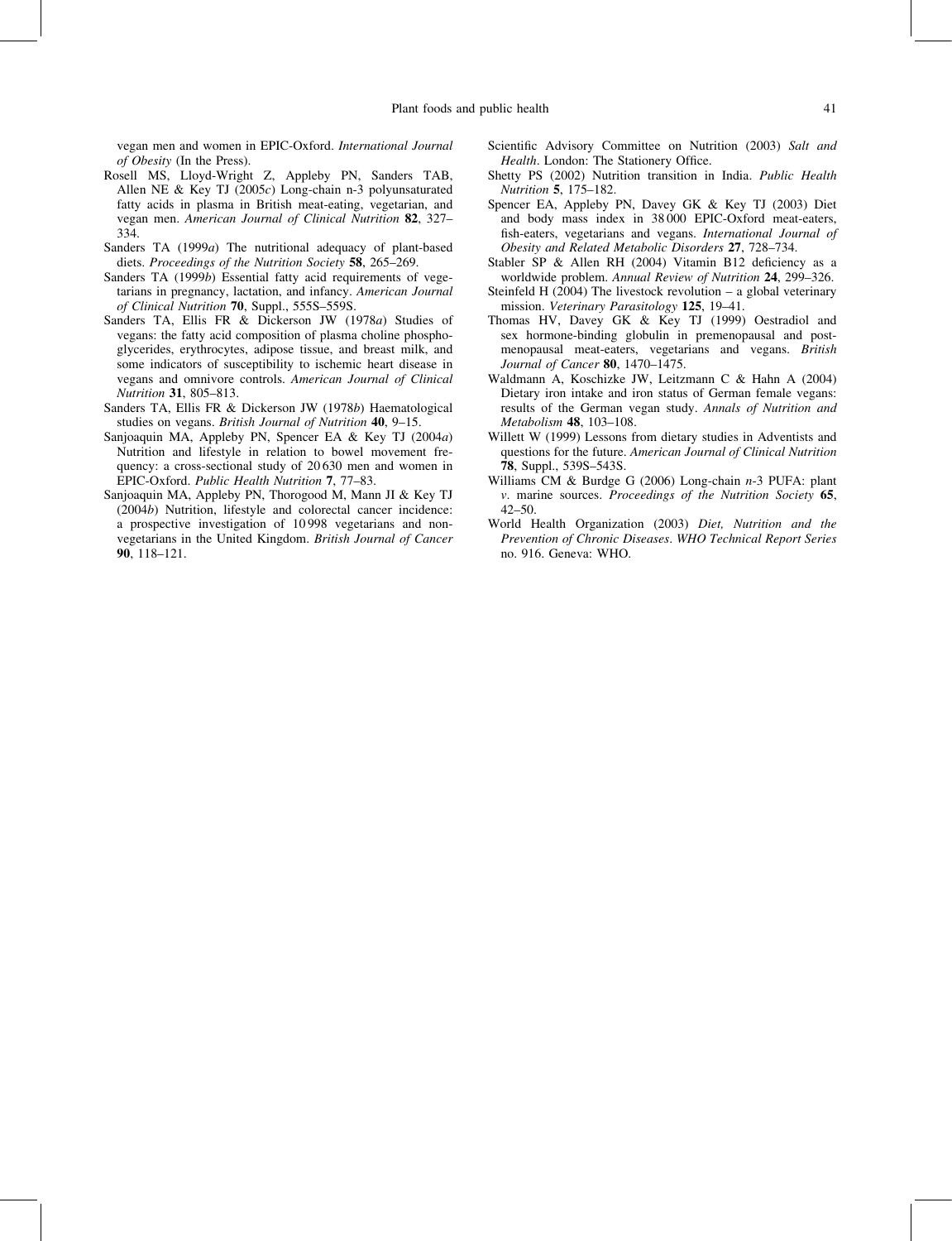vegan men and women in EPIC-Oxford. *International Journal of Obesity* (In the Press).

Rosell MS, Lloyd-Wright Z, Appleby PN, Sanders TAB, Allen NE & Key TJ (2005*c*) Long-chain n-3 polyunsaturated fatty acids in plasma in British meat-eating, vegetarian, and vegan men. *American Journal of Clinical Nutrition* **82**, 327–334.

Sanders TA (1999*a*) The nutritional adequacy of plant-based diets. *Proceedings of the Nutrition Society* **58**, 265–269.

Sanders TA (1999*b*) Essential fatty acid requirements of vegetarians in pregnancy, lactation, and infancy. *American Journal of Clinical Nutrition* **70**, Suppl., 555S–559S.

Sanders TA, Ellis FR & Dickerson JW (1978*a*) Studies of vegans: the fatty acid composition of plasma choline phosphoglycerides, erythrocytes, adipose tissue, and breast milk, and some indicators of susceptibility to ischemic heart disease in vegans and omnivore controls. *American Journal of Clinical Nutrition* **31**, 805–813.

Sanders TA, Ellis FR & Dickerson JW (1978*b*) Haematological studies on vegans. *British Journal of Nutrition* **40**, 9–15.

Sanjoaquin MA, Appleby PN, Spencer EA & Key TJ (2004*a*) Nutrition and lifestyle in relation to bowel movement frequency: a cross-sectional study of 20 630 men and women in EPIC-Oxford. *Public Health Nutrition* **7**, 77–83.

Sanjoaquin MA, Appleby PN, Thorogood M, Mann JI & Key TJ (2004*b*) Nutrition, lifestyle and colorectal cancer incidence: a prospective investigation of 10 998 vegetarians and non-vegetarians in the United Kingdom. *British Journal of Cancer* **90**, 118–121.

Scientific Advisory Committee on Nutrition (2003) *Salt and Health*. London: The Stationery Office.

Shetty PS (2002) Nutrition transition in India. *Public Health Nutrition* **5**, 175–182.

Spencer EA, Appleby PN, Davey GK & Key TJ (2003) Diet and body mass index in 38 000 EPIC-Oxford meat-eaters, fish-eaters, vegetarians and vegans. *International Journal of Obesity and Related Metabolic Disorders* **27**, 728–734.

Stabler SP & Allen RH (2004) Vitamin B12 deficiency as a worldwide problem. *Annual Review of Nutrition* **24**, 299–326.

Steinfeld H (2004) The livestock revolution – a global veterinary mission. *Veterinary Parasitology* **125**, 19–41.

Thomas HV, Davey GK & Key TJ (1999) Oestradiol and sex hormone-binding globulin in premenopausal and post-menopausal meat-eaters, vegetarians and vegans. *British Journal of Cancer* **80**, 1470–1475.

Waldmann A, Koschizke JW, Leitzmann C & Hahn A (2004) Dietary iron intake and iron status of German female vegans: results of the German vegan study. *Annals of Nutrition and Metabolism* **48**, 103–108.

Willett W (1999) Lessons from dietary studies in Adventists and questions for the future. *American Journal of Clinical Nutrition* **78**, Suppl., 539S–543S.

Williams CM & Burdge G (2006) Long-chain *n*-3 PUFA: plant *v*. marine sources. *Proceedings of the Nutrition Society* **65**, 42–50.

World Health Organization (2003) *Diet, Nutrition and the Prevention of Chronic Diseases*. *WHO Technical Report Series* no. 916. Geneva: WHO.